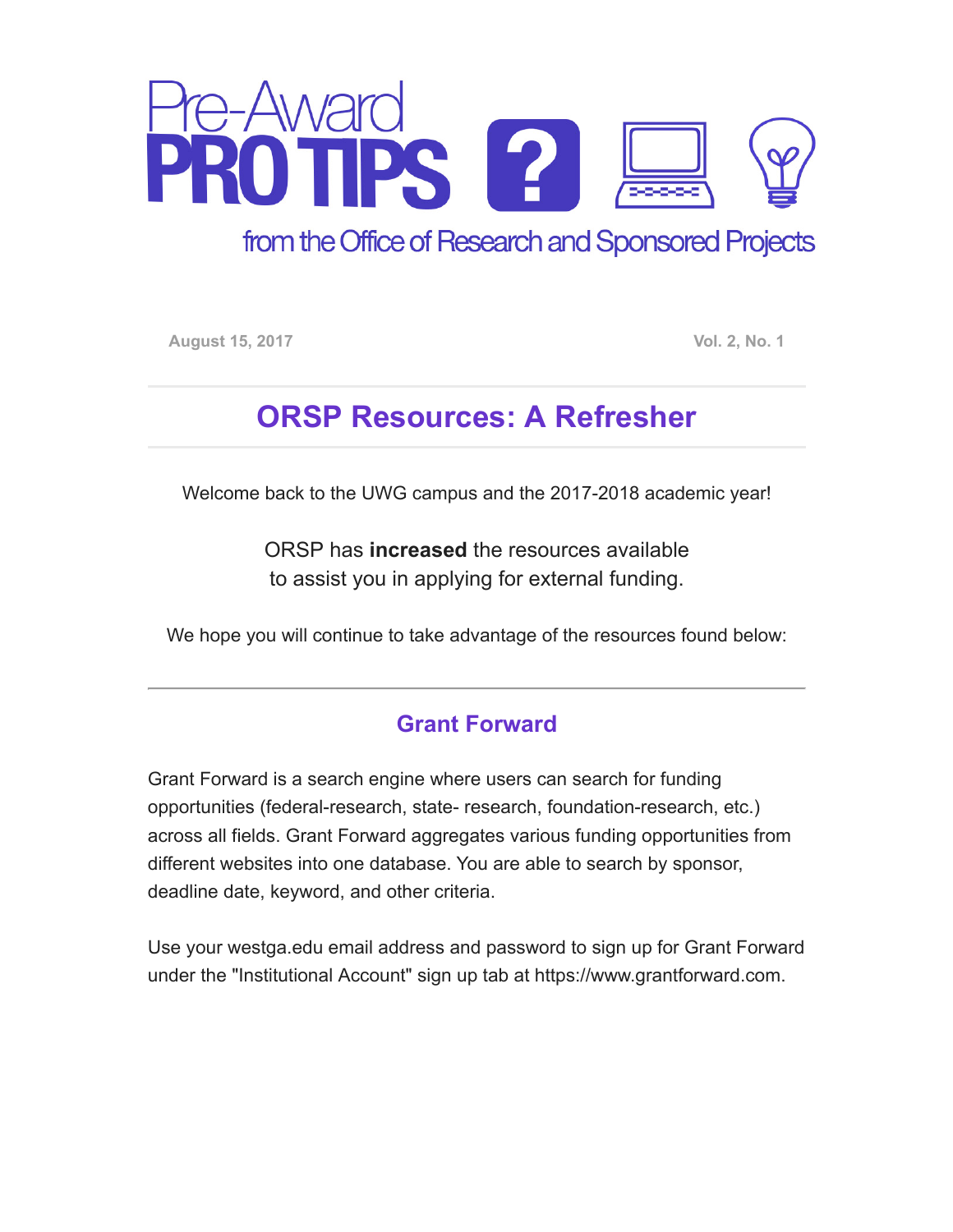# Pre-Award PRO TIPS

from the Office of Research and Sponsored Projects

**August 15, 2017** **Vol. 2, No. 1**

## ORSP Resources: A Refresher

Welcome back to the UWG campus and the 2017-2018 academic year!

ORSP has **increased** the resources available to assist you in applying for external funding.

We hope you will continue to take advantage of the resources found below:

---

### Grant Forward

Grant Forward is a search engine where users can search for funding opportunities (federal-research, state- research, foundation-research, etc.) across all fields. Grant Forward aggregates various funding opportunities from different websites into one database. You are able to search by sponsor, deadline date, keyword, and other criteria.

Use your westga.edu email address and password to sign up for Grant Forward under the "Institutional Account" sign up tab at https://www.grantforward.com.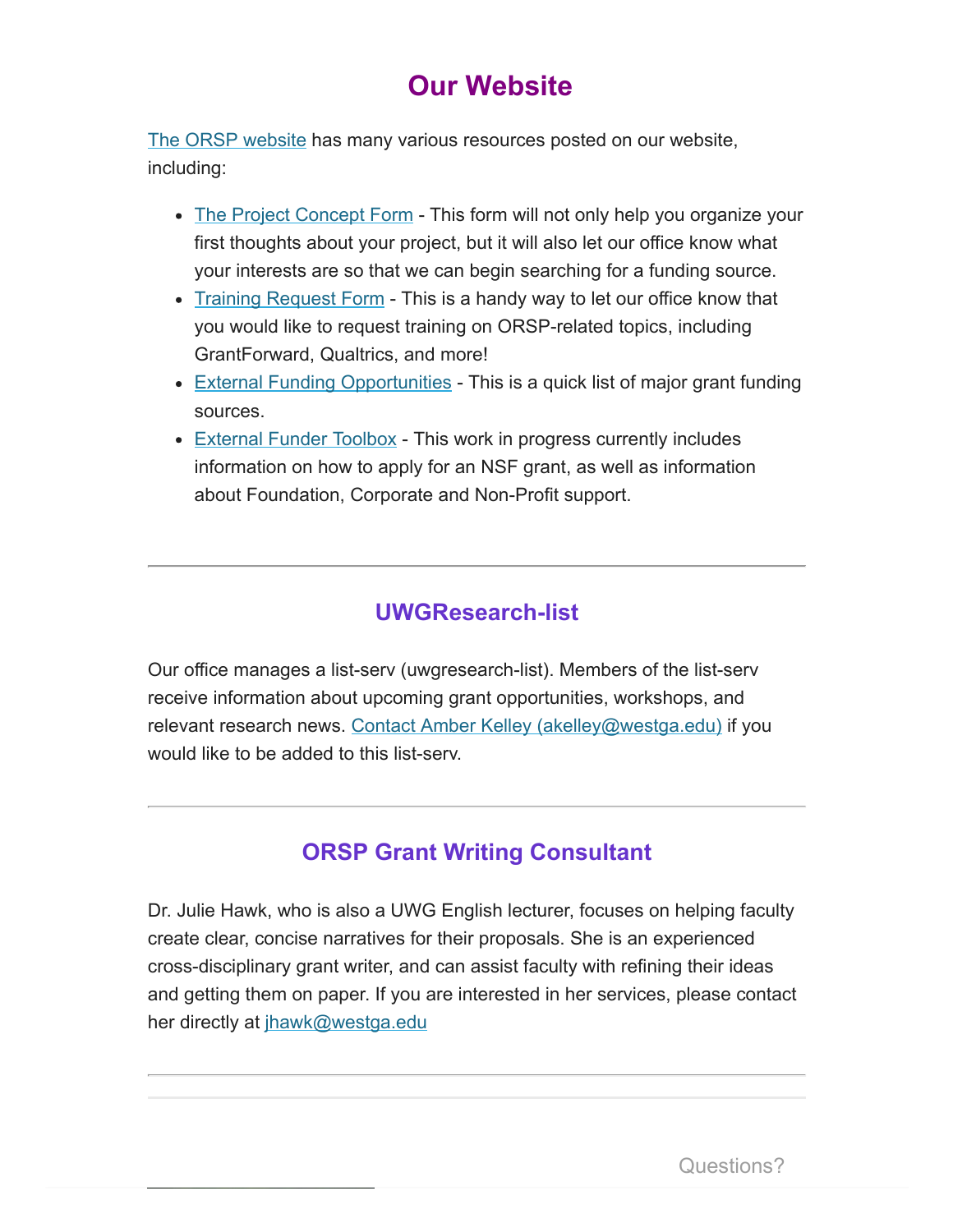## Our Website

The ORSP website has many various resources posted on our website, including:

- The Project Concept Form - This form will not only help you organize your first thoughts about your project, but it will also let our office know what your interests are so that we can begin searching for a funding source.
- Training Request Form - This is a handy way to let our office know that you would like to request training on ORSP-related topics, including GrantForward, Qualtrics, and more!
- External Funding Opportunities - This is a quick list of major grant funding sources.
- External Funder Toolbox - This work in progress currently includes information on how to apply for an NSF grant, as well as information about Foundation, Corporate and Non-Profit support.

---

### UWGResearch-list

Our office manages a list-serv (uwgresearch-list). Members of the list-serv receive information about upcoming grant opportunities, workshops, and relevant research news. Contact Amber Kelley (akelley@westga.edu) if you would like to be added to this list-serv.

---

### ORSP Grant Writing Consultant

Dr. Julie Hawk, who is also a UWG English lecturer, focuses on helping faculty create clear, concise narratives for their proposals. She is an experienced cross-disciplinary grant writer, and can assist faculty with refining their ideas and getting them on paper. If you are interested in her services, please contact her directly at jhawk@westga.edu

---

Questions?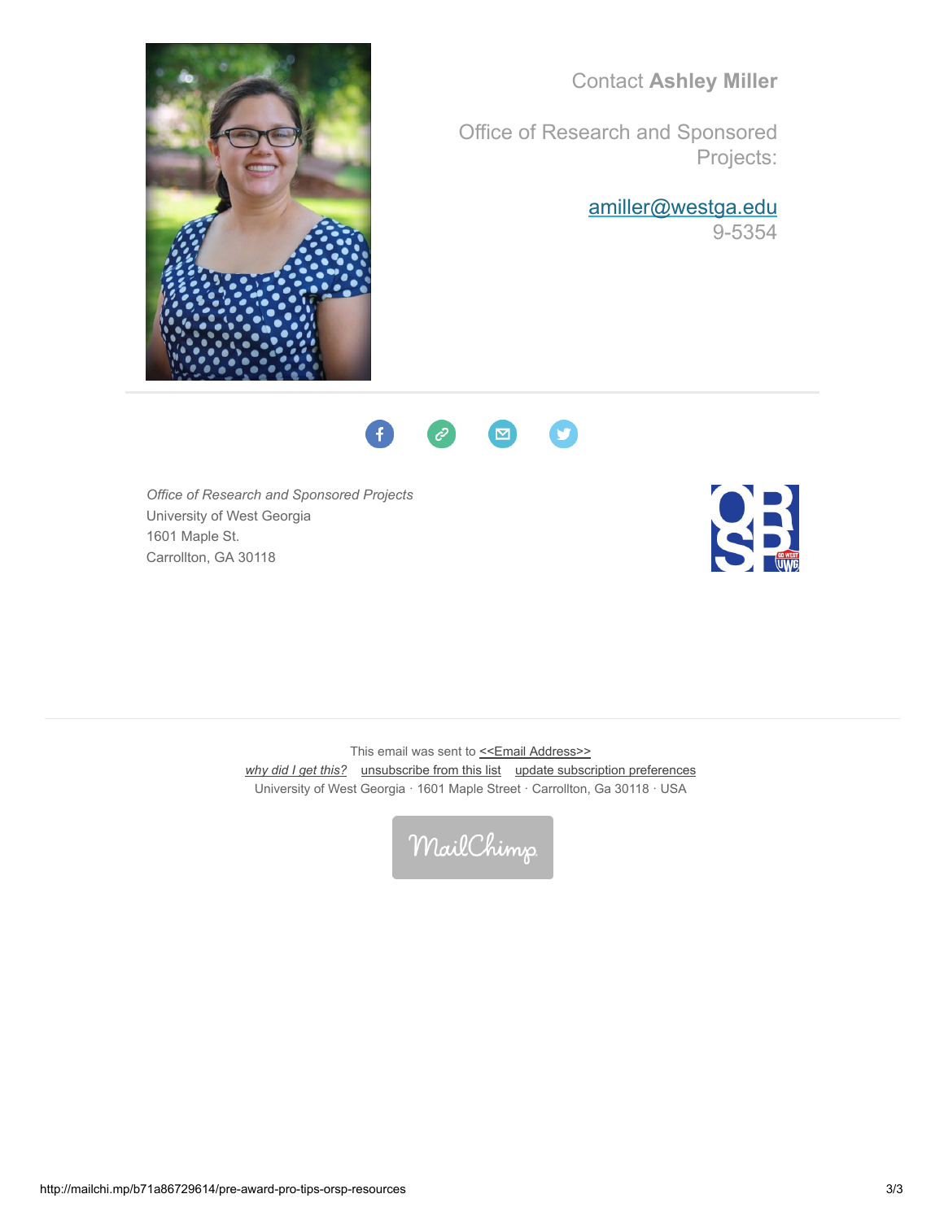Contact **Ashley Miller**

Office of Research and Sponsored Projects:

amiller@westga.edu
9-5354

*Office of Research and Sponsored Projects*
University of West Georgia
1601 Maple St.
Carrollton, GA 30118

This email was sent to <<Email Address>>
*why did I get this?* unsubscribe from this list update subscription preferences
University of West Georgia · 1601 Maple Street · Carrollton, Ga 30118 · USA